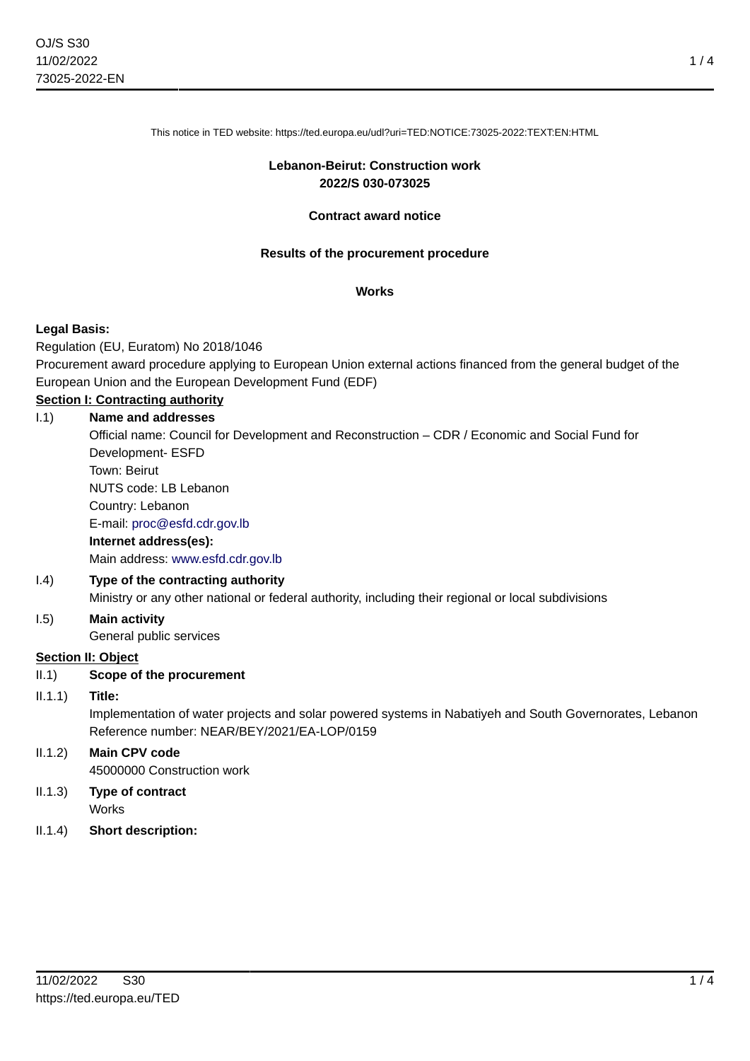This notice in TED website: https://ted.europa.eu/udl?uri=TED:NOTICE:73025-2022:TEXT:EN:HTML

**Lebanon-Beirut: Construction work**
**2022/S 030-073025**

**Contract award notice**

**Results of the procurement procedure**

**Works**

**Legal Basis:**

Regulation (EU, Euratom) No 2018/1046

Procurement award procedure applying to European Union external actions financed from the general budget of the European Union and the European Development Fund (EDF)

## Section I: Contracting authority

I.1) **Name and addresses**

Official name: Council for Development and Reconstruction – CDR / Economic and Social Fund for Development- ESFD

Town: Beirut

NUTS code: LB Lebanon

Country: Lebanon

E-mail: proc@esfd.cdr.gov.lb

**Internet address(es):**

Main address: www.esfd.cdr.gov.lb

I.4) **Type of the contracting authority**

Ministry or any other national or federal authority, including their regional or local subdivisions

I.5) **Main activity**

General public services

## Section II: Object

II.1) **Scope of the procurement**

II.1.1) **Title:**

Implementation of water projects and solar powered systems in Nabatiyeh and South Governorates, Lebanon

Reference number: NEAR/BEY/2021/EA-LOP/0159

II.1.2) **Main CPV code**

45000000 Construction work

II.1.3) **Type of contract**

Works

II.1.4) **Short description:**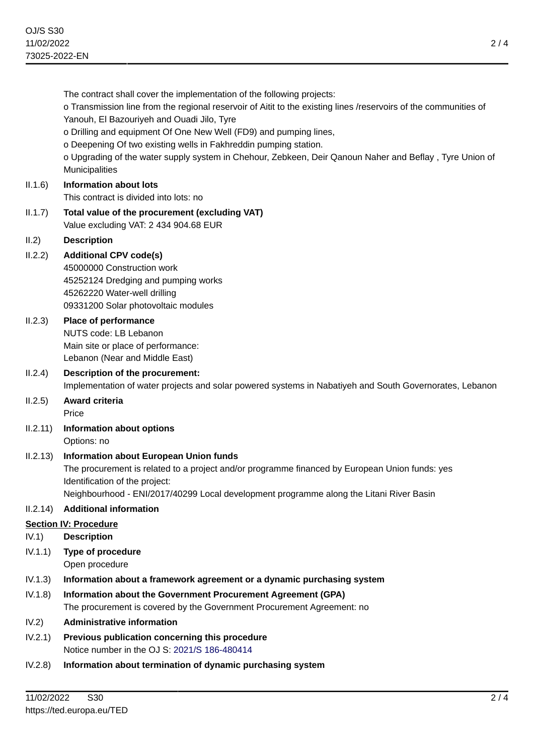The contract shall cover the implementation of the following projects:

o Transmission line from the regional reservoir of Aitit to the existing lines /reservoirs of the communities of Yanouh, El Bazouriyeh and Ouadi Jilo, Tyre

o Drilling and equipment Of One New Well (FD9) and pumping lines,

o Deepening Of two existing wells in Fakhreddin pumping station.

o Upgrading of the water supply system in Chehour, Zebkeen, Deir Qanoun Naher and Beflay , Tyre Union of Municipalities

II.1.6) **Information about lots**

This contract is divided into lots: no

II.1.7) **Total value of the procurement (excluding VAT)**

Value excluding VAT: 2 434 904.68 EUR

II.2) **Description**

II.2.2) **Additional CPV code(s)**

45000000 Construction work

45252124 Dredging and pumping works

45262220 Water-well drilling

09331200 Solar photovoltaic modules

II.2.3) **Place of performance**

NUTS code: LB Lebanon

Main site or place of performance:

Lebanon (Near and Middle East)

II.2.4) **Description of the procurement:**

Implementation of water projects and solar powered systems in Nabatiyeh and South Governorates, Lebanon

II.2.5) **Award criteria**

Price

II.2.11) **Information about options**

Options: no

II.2.13) **Information about European Union funds**

The procurement is related to a project and/or programme financed by European Union funds: yes

Identification of the project:

Neighbourhood - ENI/2017/40299 Local development programme along the Litani River Basin

II.2.14) **Additional information**

## Section IV: Procedure

IV.1) **Description**

IV.1.1) **Type of procedure**

Open procedure

IV.1.3) **Information about a framework agreement or a dynamic purchasing system**

IV.1.8) **Information about the Government Procurement Agreement (GPA)**

The procurement is covered by the Government Procurement Agreement: no

IV.2) **Administrative information**

IV.2.1) **Previous publication concerning this procedure**

Notice number in the OJ S: 2021/S 186-480414

IV.2.8) **Information about termination of dynamic purchasing system**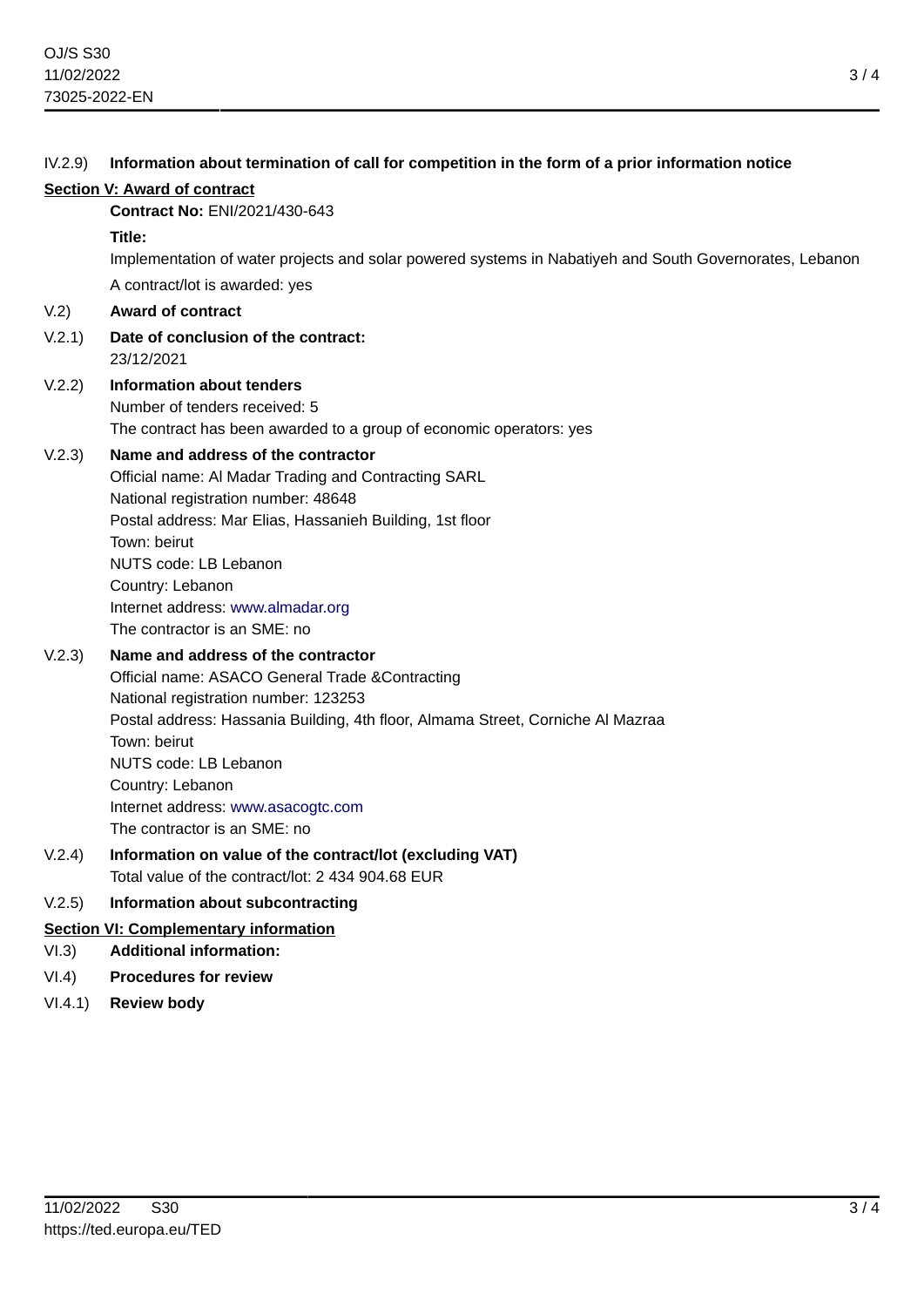IV.2.9) **Information about termination of call for competition in the form of a prior information notice**

## Section V: Award of contract

**Contract No:** ENI/2021/430-643

**Title:**

Implementation of water projects and solar powered systems in Nabatiyeh and South Governorates, Lebanon

A contract/lot is awarded: yes

V.2) **Award of contract**

V.2.1) **Date of conclusion of the contract:**
23/12/2021

V.2.2) **Information about tenders**
Number of tenders received: 5
The contract has been awarded to a group of economic operators: yes

V.2.3) **Name and address of the contractor**
Official name: Al Madar Trading and Contracting SARL
National registration number: 48648
Postal address: Mar Elias, Hassanieh Building, 1st floor
Town: beirut
NUTS code: LB Lebanon
Country: Lebanon
Internet address: www.almadar.org
The contractor is an SME: no

V.2.3) **Name and address of the contractor**
Official name: ASACO General Trade &Contracting
National registration number: 123253
Postal address: Hassania Building, 4th floor, Almama Street, Corniche Al Mazraa
Town: beirut
NUTS code: LB Lebanon
Country: Lebanon
Internet address: www.asacogtc.com
The contractor is an SME: no

V.2.4) **Information on value of the contract/lot (excluding VAT)**
Total value of the contract/lot: 2 434 904.68 EUR

V.2.5) **Information about subcontracting**

## Section VI: Complementary information

VI.3) **Additional information:**

VI.4) **Procedures for review**

VI.4.1) **Review body**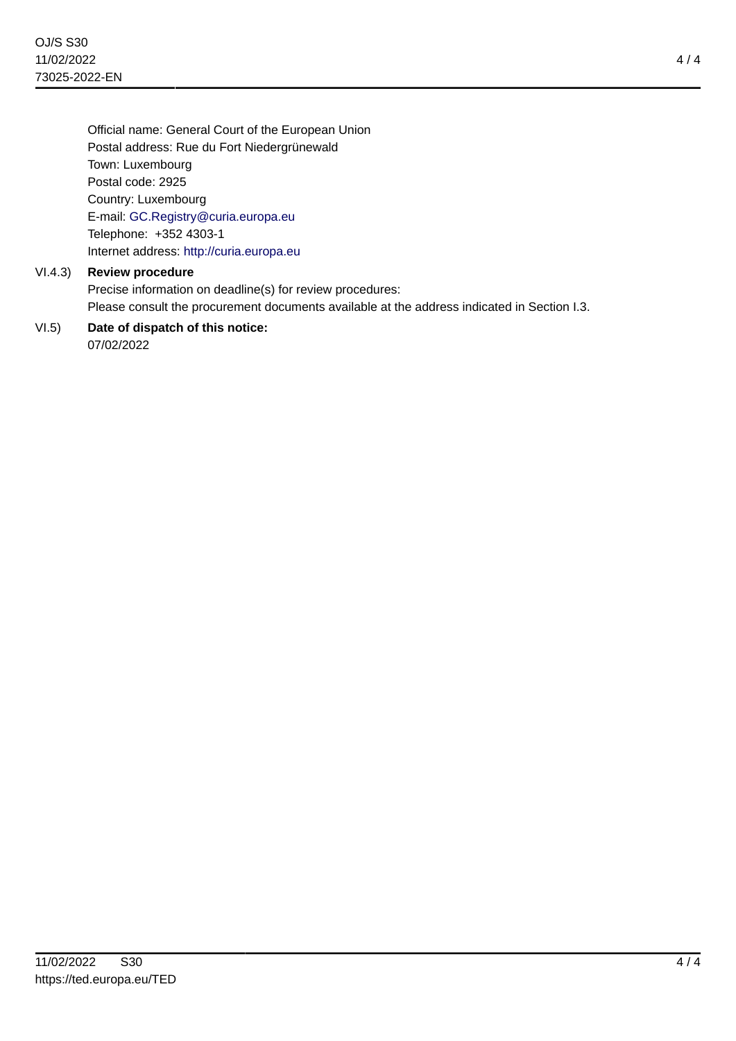Official name: General Court of the European Union
Postal address: Rue du Fort Niedergrünewald
Town: Luxembourg
Postal code: 2925
Country: Luxembourg
E-mail: GC.Registry@curia.europa.eu
Telephone: +352 4303-1
Internet address: http://curia.europa.eu

VI.4.3) **Review procedure**

Precise information on deadline(s) for review procedures:
Please consult the procurement documents available at the address indicated in Section I.3.

VI.5) **Date of dispatch of this notice:**

07/02/2022